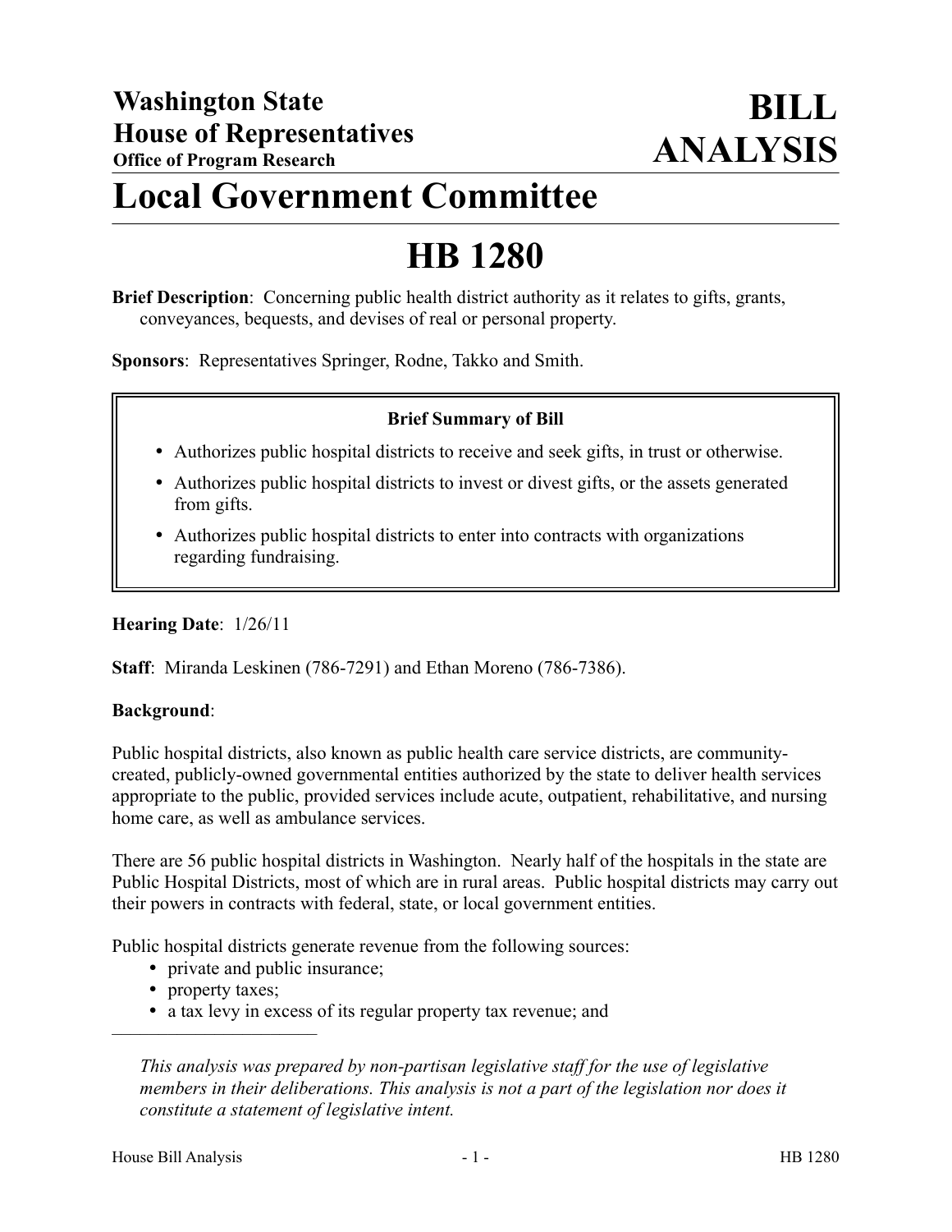# Washington State House of Representatives

**Office of Program Research**

# BILL ANALYSIS

# Local Government Committee

# HB 1280

**Brief Description**: Concerning public health district authority as it relates to gifts, grants, conveyances, bequests, and devises of real or personal property.

**Sponsors**: Representatives Springer, Rodne, Takko and Smith.

### Brief Summary of Bill

- Authorizes public hospital districts to receive and seek gifts, in trust or otherwise.
- Authorizes public hospital districts to invest or divest gifts, or the assets generated from gifts.
- Authorizes public hospital districts to enter into contracts with organizations regarding fundraising.

**Hearing Date**: 1/26/11

**Staff**: Miranda Leskinen (786-7291) and Ethan Moreno (786-7386).

**Background**:

Public hospital districts, also known as public health care service districts, are community-created, publicly-owned governmental entities authorized by the state to deliver health services appropriate to the public, provided services include acute, outpatient, rehabilitative, and nursing home care, as well as ambulance services.

There are 56 public hospital districts in Washington. Nearly half of the hospitals in the state are Public Hospital Districts, most of which are in rural areas. Public hospital districts may carry out their powers in contracts with federal, state, or local government entities.

Public hospital districts generate revenue from the following sources:

- private and public insurance;
- property taxes;
- a tax levy in excess of its regular property tax revenue; and

---

*This analysis was prepared by non-partisan legislative staff for the use of legislative members in their deliberations. This analysis is not a part of the legislation nor does it constitute a statement of legislative intent.*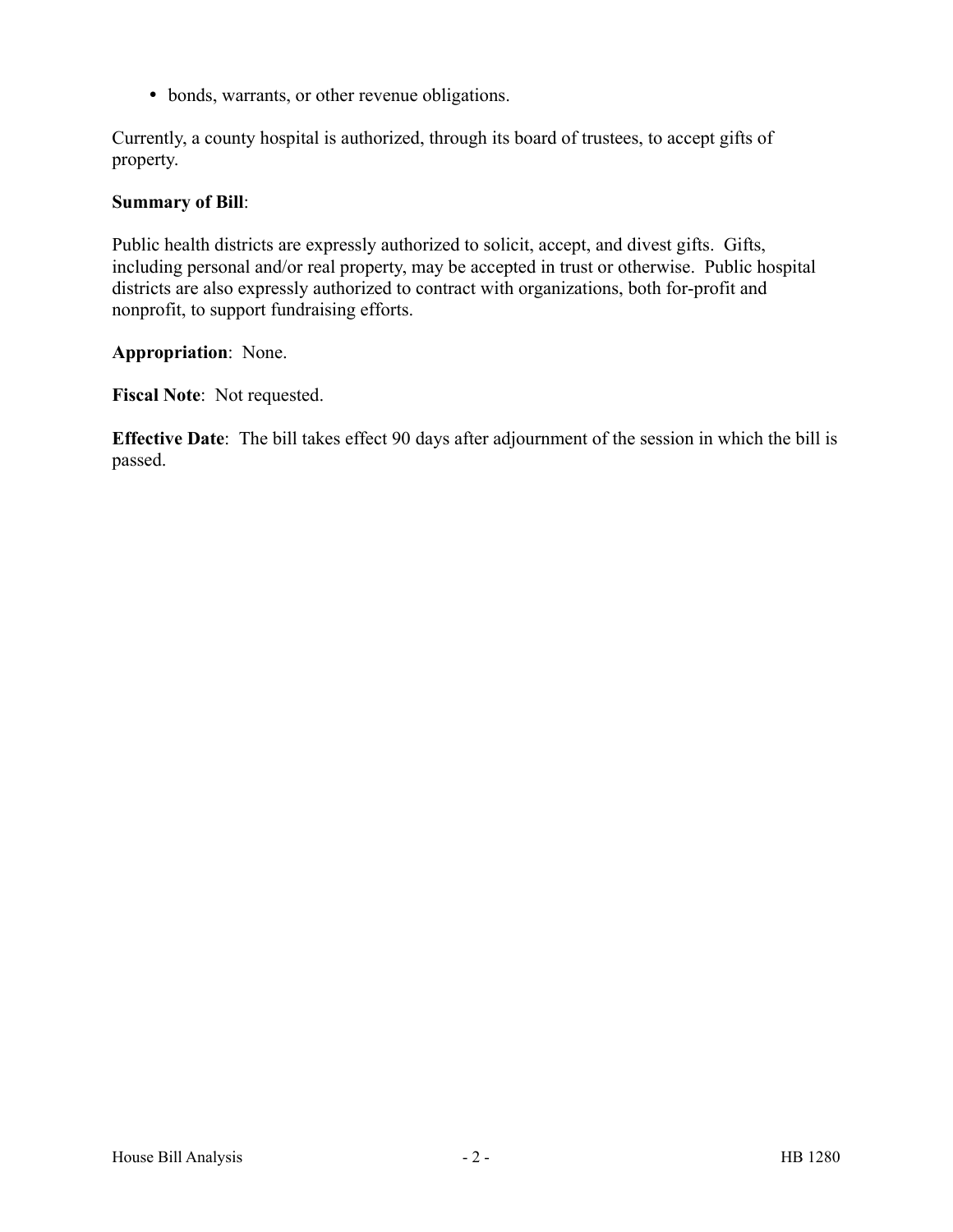- bonds, warrants, or other revenue obligations.

Currently, a county hospital is authorized, through its board of trustees, to accept gifts of property.

**Summary of Bill**:

Public health districts are expressly authorized to solicit, accept, and divest gifts. Gifts, including personal and/or real property, may be accepted in trust or otherwise. Public hospital districts are also expressly authorized to contract with organizations, both for-profit and nonprofit, to support fundraising efforts.

**Appropriation**: None.

**Fiscal Note**: Not requested.

**Effective Date**: The bill takes effect 90 days after adjournment of the session in which the bill is passed.